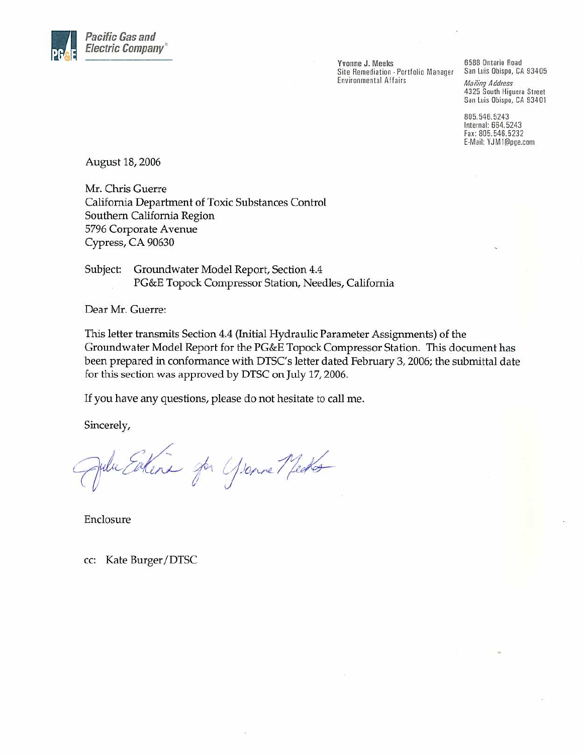Pacific Gas and Electric Company

Yvonne J. Meeks
Site Remediation - Portfolio Manager
Environmental Affairs

6588 Ontario Road
San Luis Obispo, CA 93405

*Mailing Address*
4325 South Higuera Street
San Luis Obispo, CA 93401

805.546.5243
Internal: 664.5243
Fax: 805.546.5232
E-Mail: YJM1@pge.com

August 18, 2006

Mr. Chris Guerre
California Department of Toxic Substances Control
Southern California Region
5796 Corporate Avenue
Cypress, CA 90630

Subject: Groundwater Model Report, Section 4.4
PG&E Topock Compressor Station, Needles, California

Dear Mr. Guerre:

This letter transmits Section 4.4 (Initial Hydraulic Parameter Assignments) of the Groundwater Model Report for the PG&E Topock Compressor Station. This document has been prepared in conformance with DTSC's letter dated February 3, 2006; the submittal date for this section was approved by DTSC on July 17, 2006.

If you have any questions, please do not hesitate to call me.

Sincerely,

Julie Eakins for Yvonne Meeks

Enclosure

cc: Kate Burger/DTSC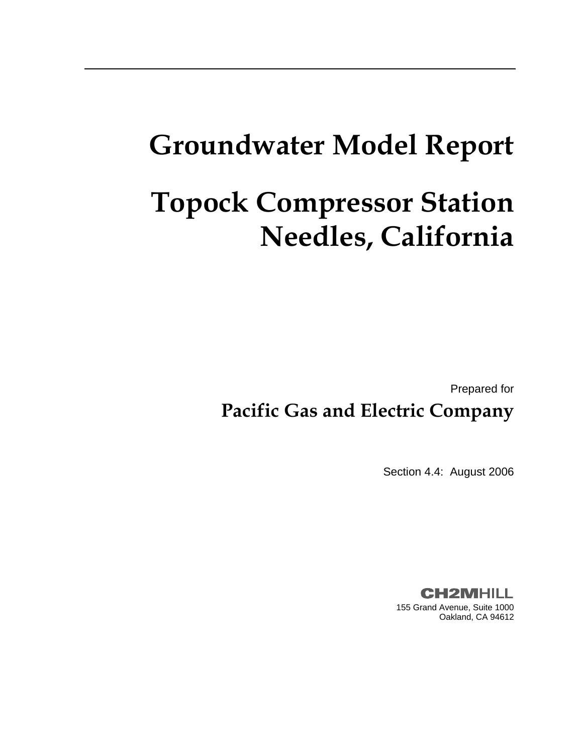# Groundwater Model Report

# Topock Compressor Station Needles, California

Prepared for

**Pacific Gas and Electric Company**

Section 4.4: August 2006

CH2MHILL

155 Grand Avenue, Suite 1000
Oakland, CA 94612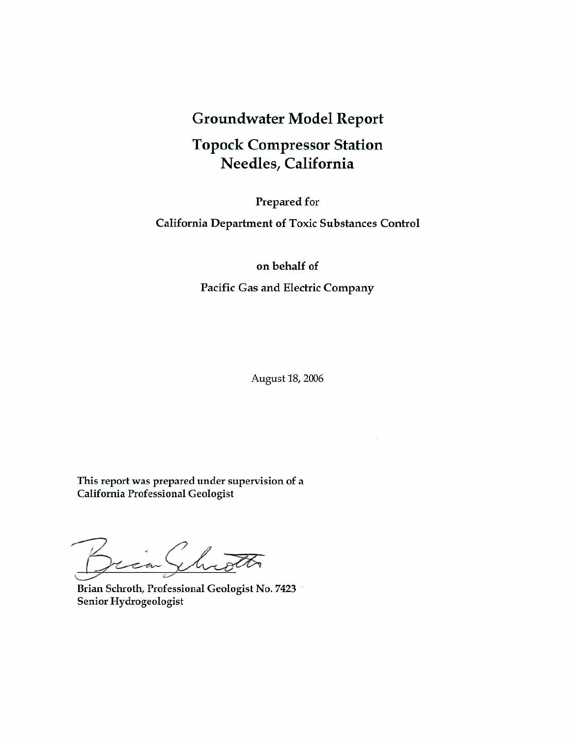# Groundwater Model Report

## Topock Compressor Station
## Needles, California

Prepared for

California Department of Toxic Substances Control

on behalf of

Pacific Gas and Electric Company

August 18, 2006

This report was prepared under supervision of a
California Professional Geologist

Brian Schroth, Professional Geologist No. 7423
Senior Hydrogeologist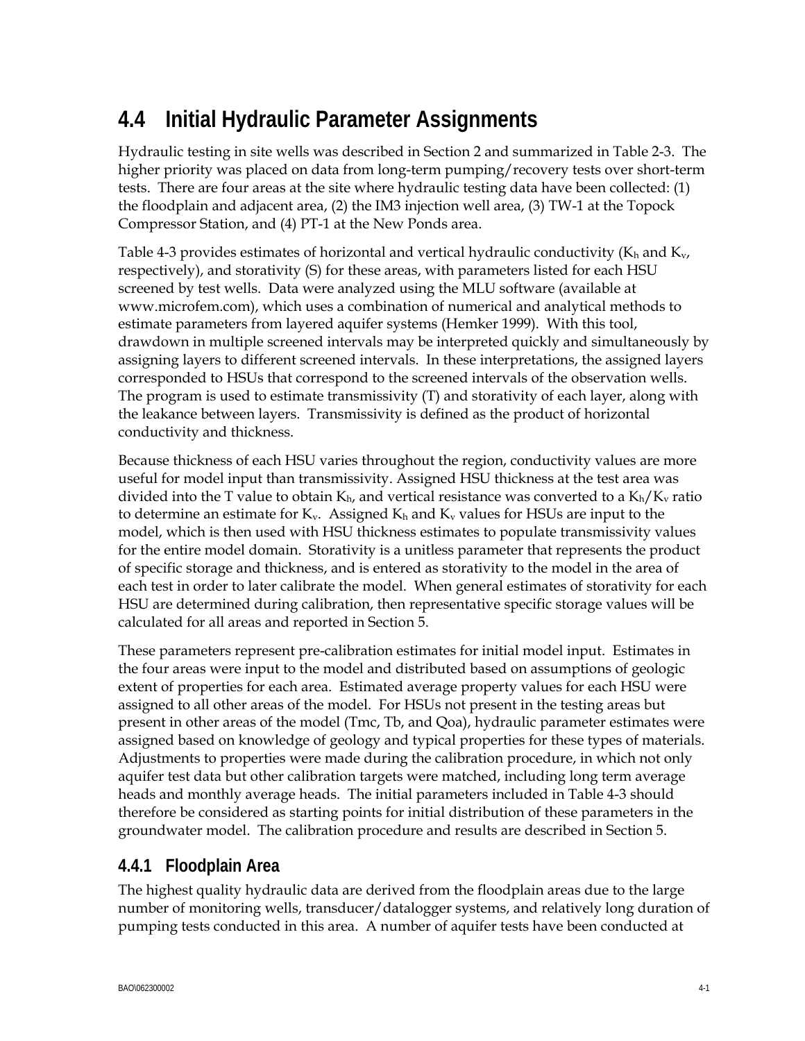## 4.4 Initial Hydraulic Parameter Assignments

Hydraulic testing in site wells was described in Section 2 and summarized in Table 2-3. The higher priority was placed on data from long-term pumping/recovery tests over short-term tests. There are four areas at the site where hydraulic testing data have been collected: (1) the floodplain and adjacent area, (2) the IM3 injection well area, (3) TW-1 at the Topock Compressor Station, and (4) PT-1 at the New Ponds area.

Table 4-3 provides estimates of horizontal and vertical hydraulic conductivity ($K_h$ and $K_v$, respectively), and storativity (S) for these areas, with parameters listed for each HSU screened by test wells. Data were analyzed using the MLU software (available at www.microfem.com), which uses a combination of numerical and analytical methods to estimate parameters from layered aquifer systems (Hemker 1999). With this tool, drawdown in multiple screened intervals may be interpreted quickly and simultaneously by assigning layers to different screened intervals. In these interpretations, the assigned layers corresponded to HSUs that correspond to the screened intervals of the observation wells. The program is used to estimate transmissivity (T) and storativity of each layer, along with the leakance between layers. Transmissivity is defined as the product of horizontal conductivity and thickness.

Because thickness of each HSU varies throughout the region, conductivity values are more useful for model input than transmissivity. Assigned HSU thickness at the test area was divided into the T value to obtain $K_h$, and vertical resistance was converted to a $K_h/K_v$ ratio to determine an estimate for $K_v$. Assigned $K_h$ and $K_v$ values for HSUs are input to the model, which is then used with HSU thickness estimates to populate transmissivity values for the entire model domain. Storativity is a unitless parameter that represents the product of specific storage and thickness, and is entered as storativity to the model in the area of each test in order to later calibrate the model. When general estimates of storativity for each HSU are determined during calibration, then representative specific storage values will be calculated for all areas and reported in Section 5.

These parameters represent pre-calibration estimates for initial model input. Estimates in the four areas were input to the model and distributed based on assumptions of geologic extent of properties for each area. Estimated average property values for each HSU were assigned to all other areas of the model. For HSUs not present in the testing areas but present in other areas of the model (Tmc, Tb, and Qoa), hydraulic parameter estimates were assigned based on knowledge of geology and typical properties for these types of materials. Adjustments to properties were made during the calibration procedure, in which not only aquifer test data but other calibration targets were matched, including long term average heads and monthly average heads. The initial parameters included in Table 4-3 should therefore be considered as starting points for initial distribution of these parameters in the groundwater model. The calibration procedure and results are described in Section 5.

### 4.4.1 Floodplain Area

The highest quality hydraulic data are derived from the floodplain areas due to the large number of monitoring wells, transducer/datalogger systems, and relatively long duration of pumping tests conducted in this area. A number of aquifer tests have been conducted at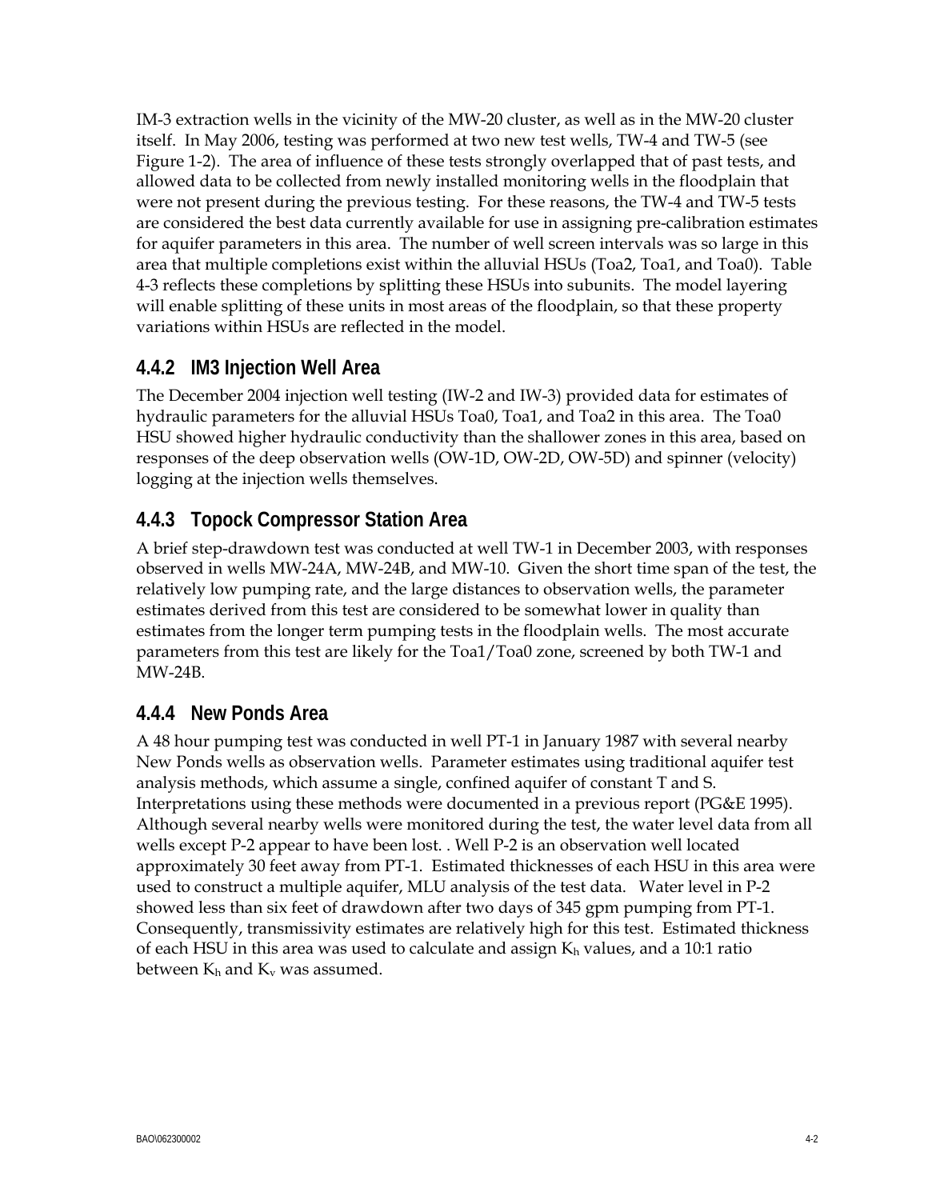IM-3 extraction wells in the vicinity of the MW-20 cluster, as well as in the MW-20 cluster itself. In May 2006, testing was performed at two new test wells, TW-4 and TW-5 (see Figure 1-2). The area of influence of these tests strongly overlapped that of past tests, and allowed data to be collected from newly installed monitoring wells in the floodplain that were not present during the previous testing. For these reasons, the TW-4 and TW-5 tests are considered the best data currently available for use in assigning pre-calibration estimates for aquifer parameters in this area. The number of well screen intervals was so large in this area that multiple completions exist within the alluvial HSUs (Toa2, Toa1, and Toa0). Table 4-3 reflects these completions by splitting these HSUs into subunits. The model layering will enable splitting of these units in most areas of the floodplain, so that these property variations within HSUs are reflected in the model.

### 4.4.2 IM3 Injection Well Area

The December 2004 injection well testing (IW-2 and IW-3) provided data for estimates of hydraulic parameters for the alluvial HSUs Toa0, Toa1, and Toa2 in this area. The Toa0 HSU showed higher hydraulic conductivity than the shallower zones in this area, based on responses of the deep observation wells (OW-1D, OW-2D, OW-5D) and spinner (velocity) logging at the injection wells themselves.

### 4.4.3 Topock Compressor Station Area

A brief step-drawdown test was conducted at well TW-1 in December 2003, with responses observed in wells MW-24A, MW-24B, and MW-10. Given the short time span of the test, the relatively low pumping rate, and the large distances to observation wells, the parameter estimates derived from this test are considered to be somewhat lower in quality than estimates from the longer term pumping tests in the floodplain wells. The most accurate parameters from this test are likely for the Toa1/Toa0 zone, screened by both TW-1 and MW-24B.

### 4.4.4 New Ponds Area

A 48 hour pumping test was conducted in well PT-1 in January 1987 with several nearby New Ponds wells as observation wells. Parameter estimates using traditional aquifer test analysis methods, which assume a single, confined aquifer of constant T and S. Interpretations using these methods were documented in a previous report (PG&E 1995). Although several nearby wells were monitored during the test, the water level data from all wells except P-2 appear to have been lost. . Well P-2 is an observation well located approximately 30 feet away from PT-1. Estimated thicknesses of each HSU in this area were used to construct a multiple aquifer, MLU analysis of the test data. Water level in P-2 showed less than six feet of drawdown after two days of 345 gpm pumping from PT-1. Consequently, transmissivity estimates are relatively high for this test. Estimated thickness of each HSU in this area was used to calculate and assign $K_h$ values, and a 10:1 ratio between $K_h$ and $K_v$ was assumed.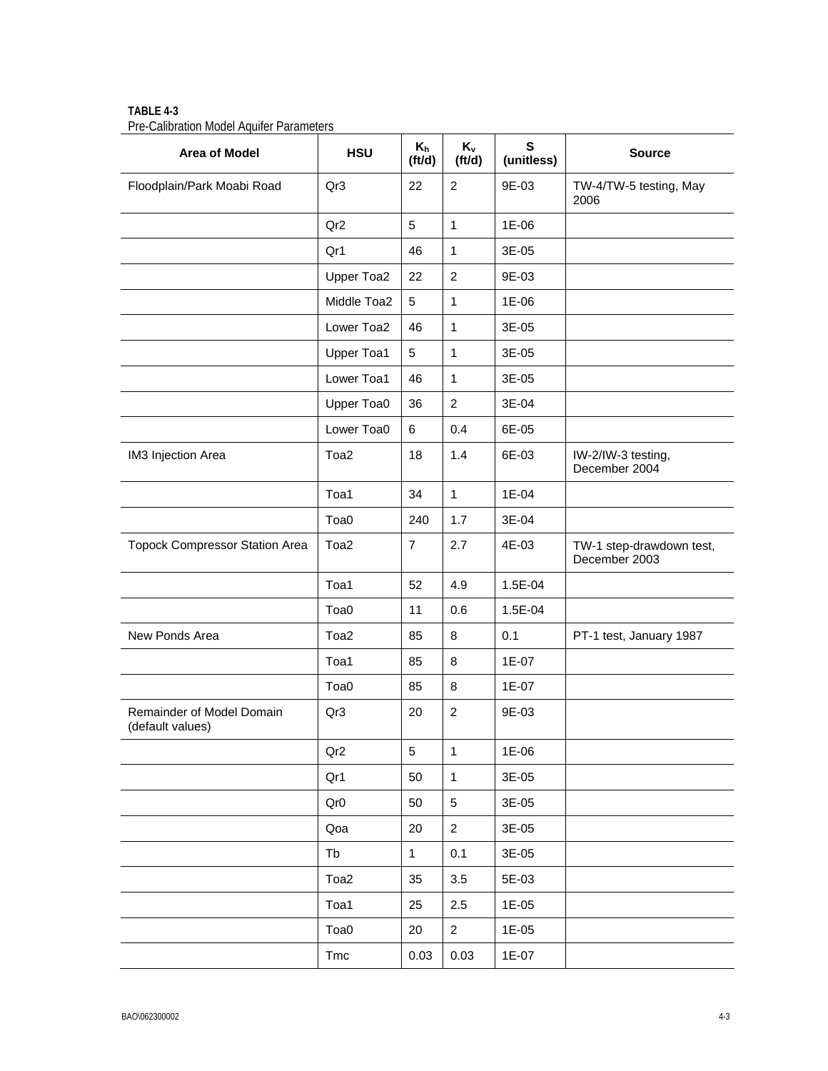**TABLE 4-3**
Pre-Calibration Model Aquifer Parameters

| Area of Model | HSU | $K_h$ (ft/d) | $K_v$ (ft/d) | S (unitless) | Source |
|---|---|---|---|---|---|
| Floodplain/Park Moabi Road | Qr3 | 22 | 2 | 9E-03 | TW-4/TW-5 testing, May 2006 |
| | Qr2 | 5 | 1 | 1E-06 | |
| | Qr1 | 46 | 1 | 3E-05 | |
| | Upper Toa2 | 22 | 2 | 9E-03 | |
| | Middle Toa2 | 5 | 1 | 1E-06 | |
| | Lower Toa2 | 46 | 1 | 3E-05 | |
| | Upper Toa1 | 5 | 1 | 3E-05 | |
| | Lower Toa1 | 46 | 1 | 3E-05 | |
| | Upper Toa0 | 36 | 2 | 3E-04 | |
| | Lower Toa0 | 6 | 0.4 | 6E-05 | |
| IM3 Injection Area | Toa2 | 18 | 1.4 | 6E-03 | IW-2/IW-3 testing, December 2004 |
| | Toa1 | 34 | 1 | 1E-04 | |
| | Toa0 | 240 | 1.7 | 3E-04 | |
| Topock Compressor Station Area | Toa2 | 7 | 2.7 | 4E-03 | TW-1 step-drawdown test, December 2003 |
| | Toa1 | 52 | 4.9 | 1.5E-04 | |
| | Toa0 | 11 | 0.6 | 1.5E-04 | |
| New Ponds Area | Toa2 | 85 | 8 | 0.1 | PT-1 test, January 1987 |
| | Toa1 | 85 | 8 | 1E-07 | |
| | Toa0 | 85 | 8 | 1E-07 | |
| Remainder of Model Domain (default values) | Qr3 | 20 | 2 | 9E-03 | |
| | Qr2 | 5 | 1 | 1E-06 | |
| | Qr1 | 50 | 1 | 3E-05 | |
| | Qr0 | 50 | 5 | 3E-05 | |
| | Qoa | 20 | 2 | 3E-05 | |
| | Tb | 1 | 0.1 | 3E-05 | |
| | Toa2 | 35 | 3.5 | 5E-03 | |
| | Toa1 | 25 | 2.5 | 1E-05 | |
| | Toa0 | 20 | 2 | 1E-05 | |
| | Tmc | 0.03 | 0.03 | 1E-07 | |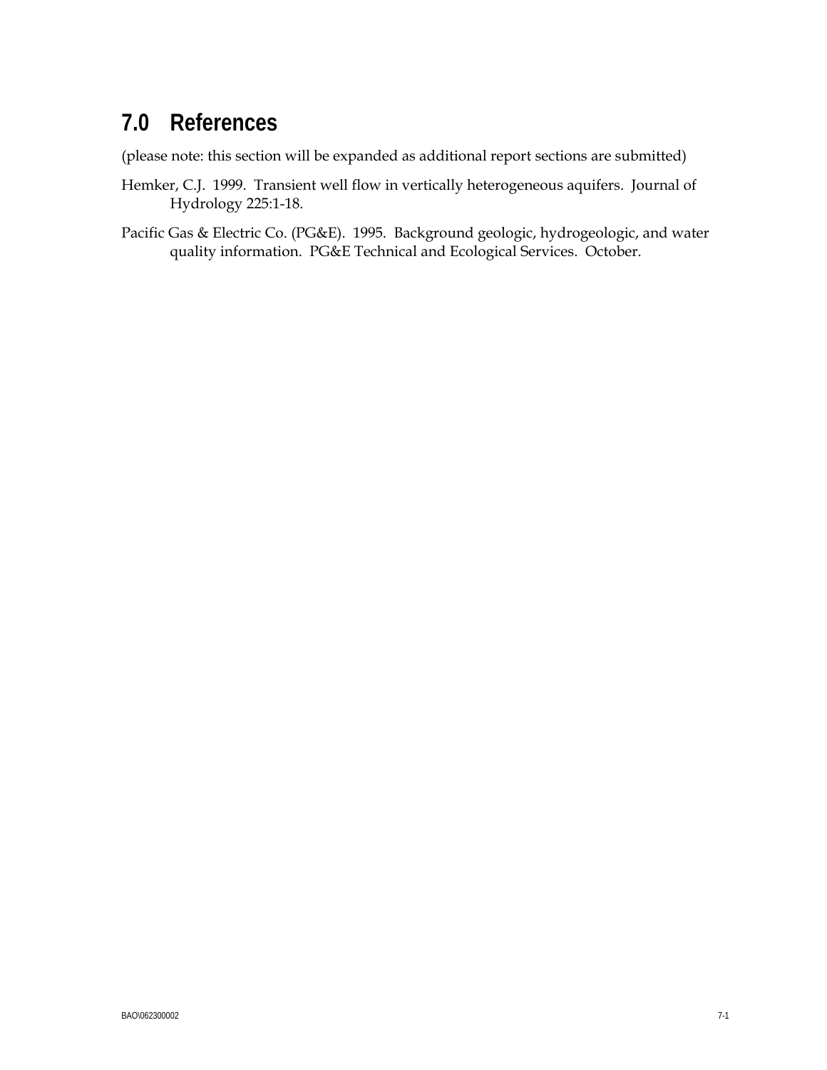# 7.0 References

(please note: this section will be expanded as additional report sections are submitted)

Hemker, C.J. 1999. Transient well flow in vertically heterogeneous aquifers. Journal of Hydrology 225:1-18.

Pacific Gas & Electric Co. (PG&E). 1995. Background geologic, hydrogeologic, and water quality information. PG&E Technical and Ecological Services. October.